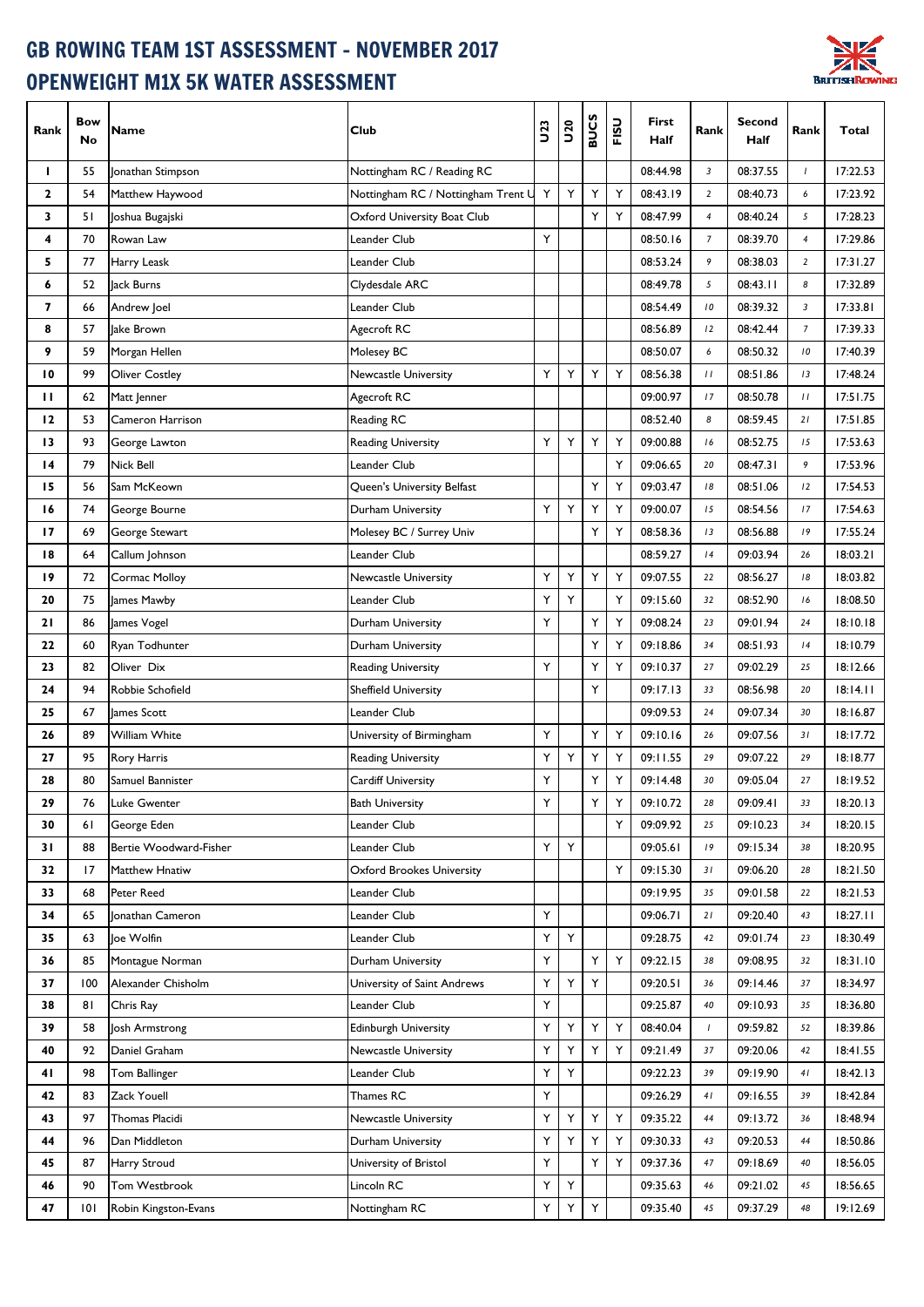# GB ROWING TEAM 1ST ASSESSMENT - NOVEMBER 2017
## OPENWEIGHT M1X 5K WATER ASSESSMENT

| Rank | Bow No | Name | Club | U23 | U20 | BUCS | FISU | First Half | Rank | Second Half | Rank | Total |
|---|---|---|---|---|---|---|---|---|---|---|---|---|
| 1 | 55 | Jonathan Stimpson | Nottingham RC / Reading RC | | | | | 08:44.98 | 3 | 08:37.55 | 1 | 17:22.53 |
| 2 | 54 | Matthew Haywood | Nottingham RC / Nottingham Trent U | Y | Y | Y | Y | 08:43.19 | 2 | 08:40.73 | 6 | 17:23.92 |
| 3 | 51 | Joshua Bugajski | Oxford University Boat Club | | | Y | Y | 08:47.99 | 4 | 08:40.24 | 5 | 17:28.23 |
| 4 | 70 | Rowan Law | Leander Club | Y | | | | 08:50.16 | 7 | 08:39.70 | 4 | 17:29.86 |
| 5 | 77 | Harry Leask | Leander Club | | | | | 08:53.24 | 9 | 08:38.03 | 2 | 17:31.27 |
| 6 | 52 | Jack Burns | Clydesdale ARC | | | | | 08:49.78 | 5 | 08:43.11 | 8 | 17:32.89 |
| 7 | 66 | Andrew Joel | Leander Club | | | | | 08:54.49 | 10 | 08:39.32 | 3 | 17:33.81 |
| 8 | 57 | Jake Brown | Agecroft RC | | | | | 08:56.89 | 12 | 08:42.44 | 7 | 17:39.33 |
| 9 | 59 | Morgan Hellen | Molesey BC | | | | | 08:50.07 | 6 | 08:50.32 | 10 | 17:40.39 |
| 10 | 99 | Oliver Costley | Newcastle University | Y | Y | Y | Y | 08:56.38 | 11 | 08:51.86 | 13 | 17:48.24 |
| 11 | 62 | Matt Jenner | Agecroft RC | | | | | 09:00.97 | 17 | 08:50.78 | 11 | 17:51.75 |
| 12 | 53 | Cameron Harrison | Reading RC | | | | | 08:52.40 | 8 | 08:59.45 | 21 | 17:51.85 |
| 13 | 93 | George Lawton | Reading University | Y | Y | Y | Y | 09:00.88 | 16 | 08:52.75 | 15 | 17:53.63 |
| 14 | 79 | Nick Bell | Leander Club | | | | Y | 09:06.65 | 20 | 08:47.31 | 9 | 17:53.96 |
| 15 | 56 | Sam McKeown | Queen's University Belfast | | | Y | Y | 09:03.47 | 18 | 08:51.06 | 12 | 17:54.53 |
| 16 | 74 | George Bourne | Durham University | Y | Y | Y | Y | 09:00.07 | 15 | 08:54.56 | 17 | 17:54.63 |
| 17 | 69 | George Stewart | Molesey BC / Surrey Univ | | | Y | Y | 08:58.36 | 13 | 08:56.88 | 19 | 17:55.24 |
| 18 | 64 | Callum Johnson | Leander Club | | | | | 08:59.27 | 14 | 09:03.94 | 26 | 18:03.21 |
| 19 | 72 | Cormac Molloy | Newcastle University | Y | Y | Y | Y | 09:07.55 | 22 | 08:56.27 | 18 | 18:03.82 |
| 20 | 75 | James Mawby | Leander Club | Y | Y | | Y | 09:15.60 | 32 | 08:52.90 | 16 | 18:08.50 |
| 21 | 86 | James Vogel | Durham University | Y | | Y | Y | 09:08.24 | 23 | 09:01.94 | 24 | 18:10.18 |
| 22 | 60 | Ryan Todhunter | Durham University | | | Y | Y | 09:18.86 | 34 | 08:51.93 | 14 | 18:10.79 |
| 23 | 82 | Oliver Dix | Reading University | Y | | Y | Y | 09:10.37 | 27 | 09:02.29 | 25 | 18:12.66 |
| 24 | 94 | Robbie Schofield | Sheffield University | | | Y | | 09:17.13 | 33 | 08:56.98 | 20 | 18:14.11 |
| 25 | 67 | James Scott | Leander Club | | | | | 09:09.53 | 24 | 09:07.34 | 30 | 18:16.87 |
| 26 | 89 | William White | University of Birmingham | Y | | Y | Y | 09:10.16 | 26 | 09:07.56 | 31 | 18:17.72 |
| 27 | 95 | Rory Harris | Reading University | Y | Y | Y | Y | 09:11.55 | 29 | 09:07.22 | 29 | 18:18.77 |
| 28 | 80 | Samuel Bannister | Cardiff University | Y | | Y | Y | 09:14.48 | 30 | 09:05.04 | 27 | 18:19.52 |
| 29 | 76 | Luke Gwenter | Bath University | Y | | Y | Y | 09:10.72 | 28 | 09:09.41 | 33 | 18:20.13 |
| 30 | 61 | George Eden | Leander Club | | | | Y | 09:09.92 | 25 | 09:10.23 | 34 | 18:20.15 |
| 31 | 88 | Bertie Woodward-Fisher | Leander Club | Y | Y | | | 09:05.61 | 19 | 09:15.34 | 38 | 18:20.95 |
| 32 | 17 | Matthew Hnatiw | Oxford Brookes University | | | | Y | 09:15.30 | 31 | 09:06.20 | 28 | 18:21.50 |
| 33 | 68 | Peter Reed | Leander Club | | | | | 09:19.95 | 35 | 09:01.58 | 22 | 18:21.53 |
| 34 | 65 | Jonathan Cameron | Leander Club | Y | | | | 09:06.71 | 21 | 09:20.40 | 43 | 18:27.11 |
| 35 | 63 | Joe Wolfin | Leander Club | Y | Y | | | 09:28.75 | 42 | 09:01.74 | 23 | 18:30.49 |
| 36 | 85 | Montague Norman | Durham University | Y | | Y | Y | 09:22.15 | 38 | 09:08.95 | 32 | 18:31.10 |
| 37 | 100 | Alexander Chisholm | University of Saint Andrews | Y | Y | Y | | 09:20.51 | 36 | 09:14.46 | 37 | 18:34.97 |
| 38 | 81 | Chris Ray | Leander Club | Y | | | | 09:25.87 | 40 | 09:10.93 | 35 | 18:36.80 |
| 39 | 58 | Josh Armstrong | Edinburgh University | Y | Y | Y | Y | 08:40.04 | 1 | 09:59.82 | 52 | 18:39.86 |
| 40 | 92 | Daniel Graham | Newcastle University | Y | Y | Y | Y | 09:21.49 | 37 | 09:20.06 | 42 | 18:41.55 |
| 41 | 98 | Tom Ballinger | Leander Club | Y | Y | | | 09:22.23 | 39 | 09:19.90 | 41 | 18:42.13 |
| 42 | 83 | Zack Youell | Thames RC | Y | | | | 09:26.29 | 41 | 09:16.55 | 39 | 18:42.84 |
| 43 | 97 | Thomas Placidi | Newcastle University | Y | Y | Y | Y | 09:35.22 | 44 | 09:13.72 | 36 | 18:48.94 |
| 44 | 96 | Dan Middleton | Durham University | Y | Y | Y | Y | 09:30.33 | 43 | 09:20.53 | 44 | 18:50.86 |
| 45 | 87 | Harry Stroud | University of Bristol | Y | | Y | Y | 09:37.36 | 47 | 09:18.69 | 40 | 18:56.05 |
| 46 | 90 | Tom Westbrook | Lincoln RC | Y | Y | | | 09:35.63 | 46 | 09:21.02 | 45 | 18:56.65 |
| 47 | 101 | Robin Kingston-Evans | Nottingham RC | Y | Y | Y | | 09:35.40 | 45 | 09:37.29 | 48 | 19:12.69 |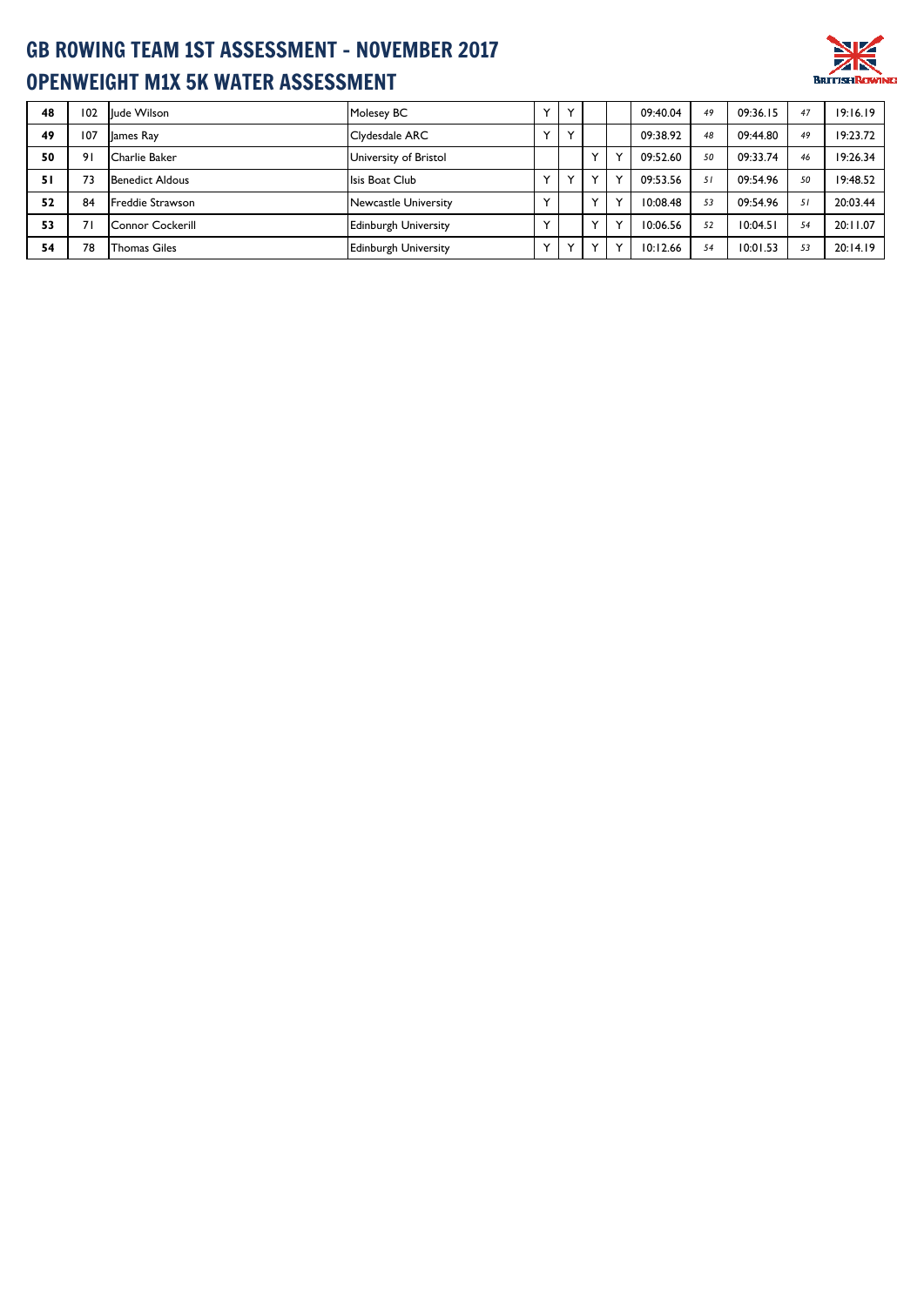# GB ROWING TEAM 1ST ASSESSMENT - NOVEMBER 2017
# OPENWEIGHT M1X 5K WATER ASSESSMENT

| | | | | | | | | | | | | |
|---|---|---|---|---|---|---|---|---|---|---|---|---|
| 48 | 102 | Jude Wilson | Molesey BC | Y | Y | | | 09:40.04 | 49 | 09:36.15 | 47 | 19:16.19 |
| 49 | 107 | James Ray | Clydesdale ARC | Y | Y | | | 09:38.92 | 48 | 09:44.80 | 49 | 19:23.72 |
| 50 | 91 | Charlie Baker | University of Bristol | | | Y | Y | 09:52.60 | 50 | 09:33.74 | 46 | 19:26.34 |
| 51 | 73 | Benedict Aldous | Isis Boat Club | Y | Y | Y | Y | 09:53.56 | 51 | 09:54.96 | 50 | 19:48.52 |
| 52 | 84 | Freddie Strawson | Newcastle University | Y | | Y | Y | 10:08.48 | 53 | 09:54.96 | 51 | 20:03.44 |
| 53 | 71 | Connor Cockerill | Edinburgh University | Y | | Y | Y | 10:06.56 | 52 | 10:04.51 | 54 | 20:11.07 |
| 54 | 78 | Thomas Giles | Edinburgh University | Y | Y | Y | Y | 10:12.66 | 54 | 10:01.53 | 53 | 20:14.19 |